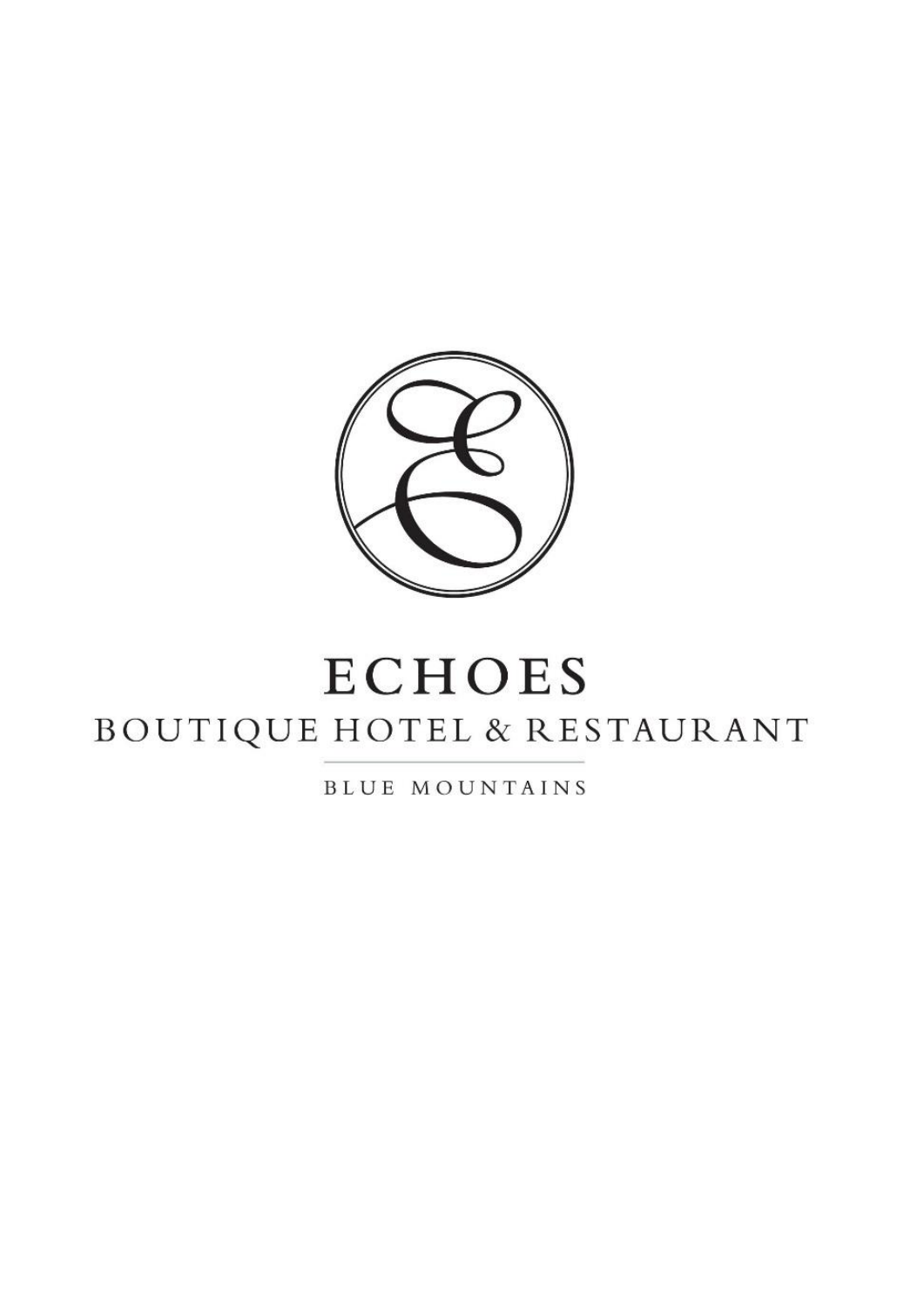# ECHOES

## BOUTIQUE HOTEL & RESTAURANT

BLUE MOUNTAINS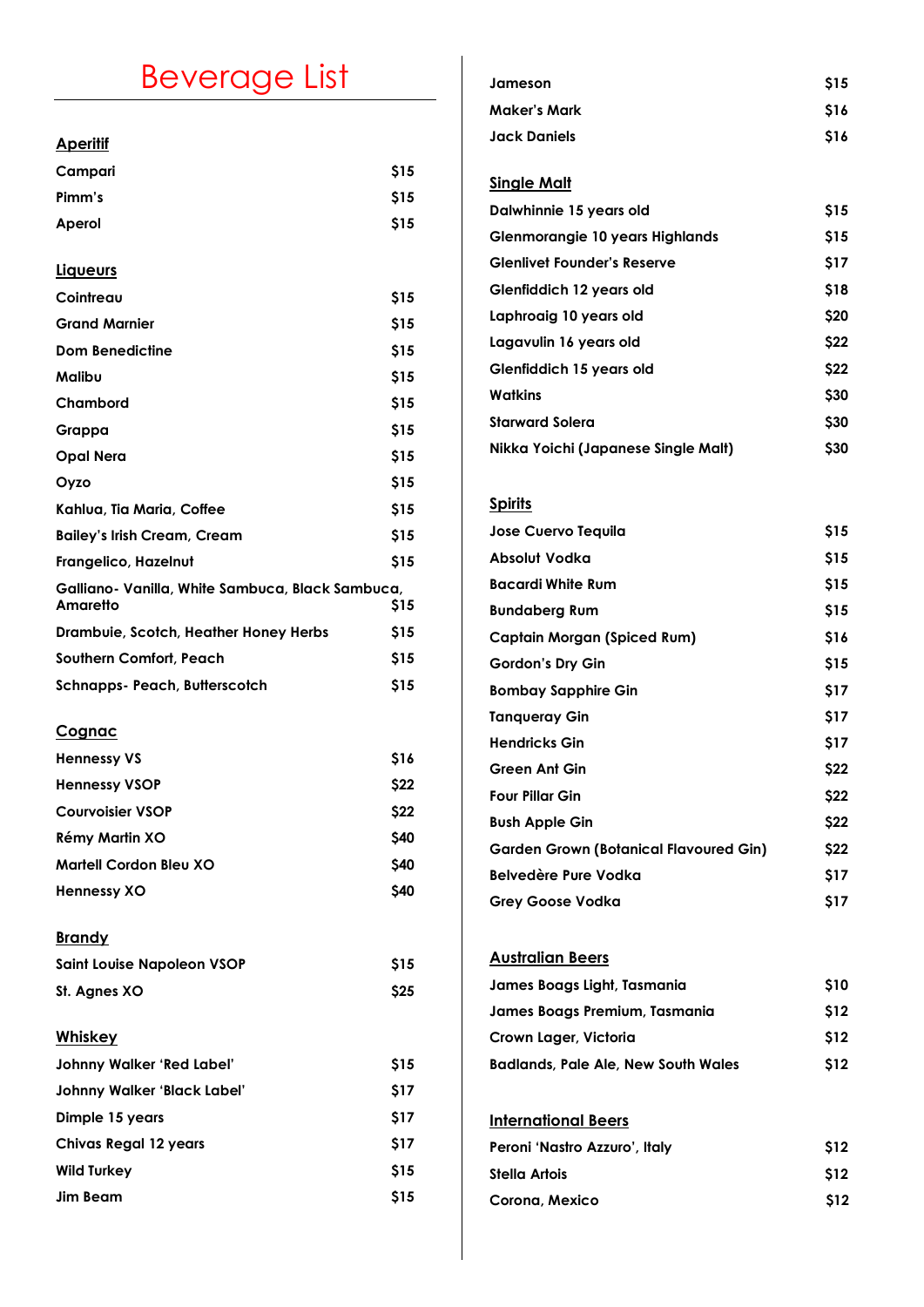# Beverage List

## Aperitif

| | |
|---|---|
| Campari | $15 |
| Pimm's | $15 |
| Aperol | $15 |

## Liqueurs

| | |
|---|---|
| Cointreau | $15 |
| Grand Marnier | $15 |
| Dom Benedictine | $15 |
| Malibu | $15 |
| Chambord | $15 |
| Grappa | $15 |
| Opal Nera | $15 |
| Oyzo | $15 |
| Kahlua, Tia Maria, Coffee | $15 |
| Bailey's Irish Cream, Cream | $15 |
| Frangelico, Hazelnut | $15 |
| Galliano- Vanilla, White Sambuca, Black Sambuca, Amaretto | $15 |
| Drambuie, Scotch, Heather Honey Herbs | $15 |
| Southern Comfort, Peach | $15 |
| Schnapps- Peach, Butterscotch | $15 |

## Cognac

| | |
|---|---|
| Hennessy VS | $16 |
| Hennessy VSOP | $22 |
| Courvoisier VSOP | $22 |
| Rémy Martin XO | $40 |
| Martell Cordon Bleu XO | $40 |
| Hennessy XO | $40 |

## Brandy

| | |
|---|---|
| Saint Louise Napoleon VSOP | $15 |
| St. Agnes XO | $25 |

## Whiskey

| | |
|---|---|
| Johnny Walker 'Red Label' | $15 |
| Johnny Walker 'Black Label' | $17 |
| Dimple 15 years | $17 |
| Chivas Regal 12 years | $17 |
| Wild Turkey | $15 |
| Jim Beam | $15 |
| Jameson | $15 |
| Maker's Mark | $16 |
| Jack Daniels | $16 |

## Single Malt

| | |
|---|---|
| Dalwhinnie 15 years old | $15 |
| Glenmorangie 10 years Highlands | $15 |
| Glenlivet Founder's Reserve | $17 |
| Glenfiddich 12 years old | $18 |
| Laphroaig 10 years old | $20 |
| Lagavulin 16 years old | $22 |
| Glenfiddich 15 years old | $22 |
| Watkins | $30 |
| Starward Solera | $30 |
| Nikka Yoichi (Japanese Single Malt) | $30 |

## Spirits

| | |
|---|---|
| Jose Cuervo Tequila | $15 |
| Absolut Vodka | $15 |
| Bacardi White Rum | $15 |
| Bundaberg Rum | $15 |
| Captain Morgan (Spiced Rum) | $16 |
| Gordon's Dry Gin | $15 |
| Bombay Sapphire Gin | $17 |
| Tanqueray Gin | $17 |
| Hendricks Gin | $17 |
| Green Ant Gin | $22 |
| Four Pillar Gin | $22 |
| Bush Apple Gin | $22 |
| Garden Grown (Botanical Flavoured Gin) | $22 |
| Belvedère Pure Vodka | $17 |
| Grey Goose Vodka | $17 |

## Australian Beers

| | |
|---|---|
| James Boags Light, Tasmania | $10 |
| James Boags Premium, Tasmania | $12 |
| Crown Lager, Victoria | $12 |
| Badlands, Pale Ale, New South Wales | $12 |

## International Beers

| | |
|---|---|
| Peroni 'Nastro Azzuro', Italy | $12 |
| Stella Artois | $12 |
| Corona, Mexico | $12 |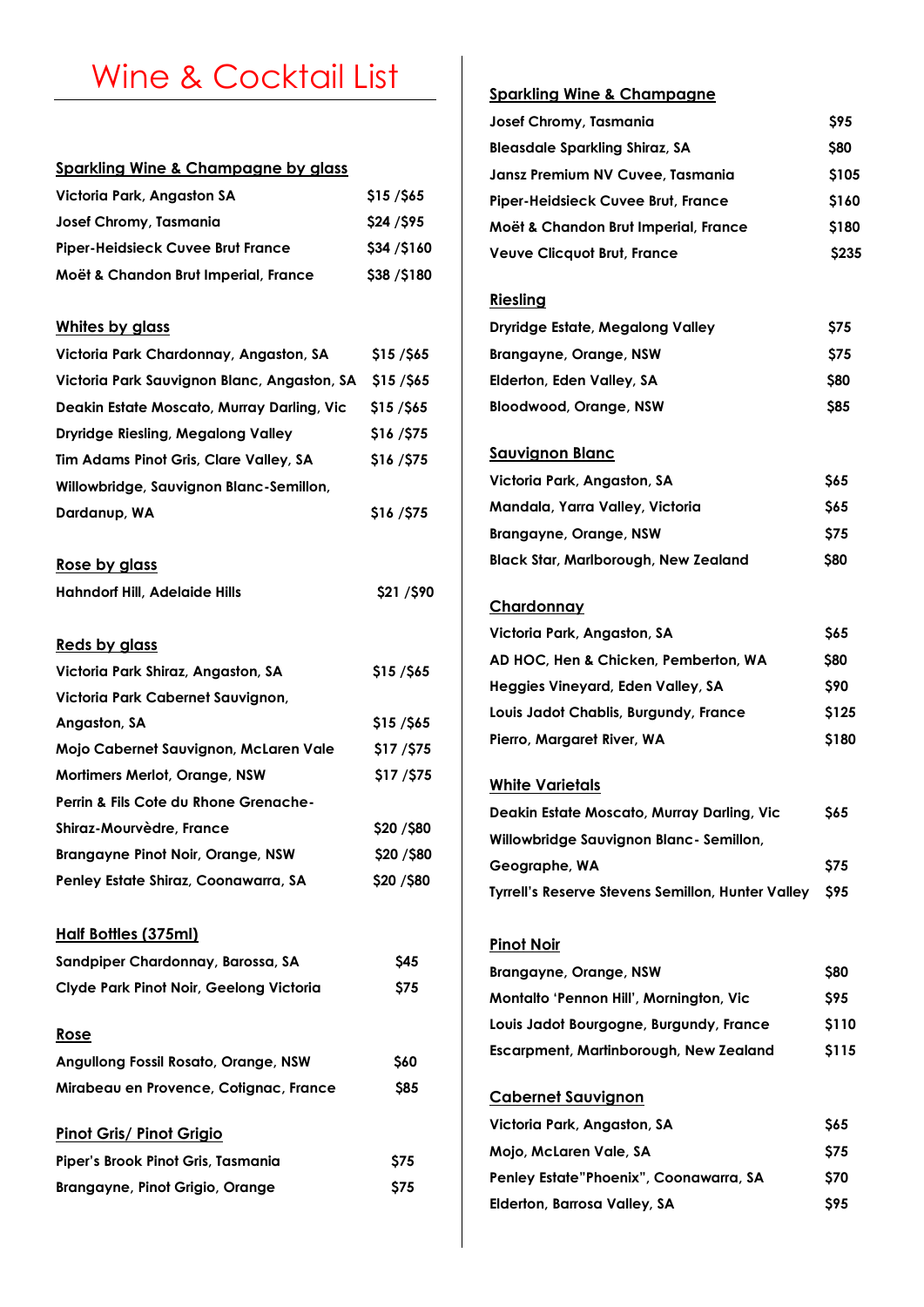# Wine & Cocktail List

## Sparkling Wine & Champagne by glass

| | |
|---|---|
| Victoria Park, Angaston SA | $15 /$65 |
| Josef Chromy, Tasmania | $24 /$95 |
| Piper-Heidsieck Cuvee Brut France | $34 /$160 |
| Moët & Chandon Brut Imperial, France | $38 /$180 |

## Whites by glass

| | |
|---|---|
| Victoria Park Chardonnay, Angaston, SA | $15 /$65 |
| Victoria Park Sauvignon Blanc, Angaston, SA | $15 /$65 |
| Deakin Estate Moscato, Murray Darling, Vic | $15 /$65 |
| Dryridge Riesling, Megalong Valley | $16 /$75 |
| Tim Adams Pinot Gris, Clare Valley, SA | $16 /$75 |
| Willowbridge, Sauvignon Blanc-Semillon, Dardanup, WA | $16 /$75 |

## Rose by glass

| | |
|---|---|
| Hahndorf Hill, Adelaide Hills | $21 /$90 |

## Reds by glass

| | |
|---|---|
| Victoria Park Shiraz, Angaston, SA | $15 /$65 |
| Victoria Park Cabernet Sauvignon, Angaston, SA | $15 /$65 |
| Mojo Cabernet Sauvignon, McLaren Vale | $17 /$75 |
| Mortimers Merlot, Orange, NSW | $17 /$75 |
| Perrin & Fils Cote du Rhone Grenache-Shiraz-Mourvèdre, France | $20 /$80 |
| Brangayne Pinot Noir, Orange, NSW | $20 /$80 |
| Penley Estate Shiraz, Coonawarra, SA | $20 /$80 |

## Half Bottles (375ml)

| | |
|---|---|
| Sandpiper Chardonnay, Barossa, SA | $45 |
| Clyde Park Pinot Noir, Geelong Victoria | $75 |

## Rose

| | |
|---|---|
| Angullong Fossil Rosato, Orange, NSW | $60 |
| Mirabeau en Provence, Cotignac, France | $85 |

## Pinot Gris/ Pinot Grigio

| | |
|---|---|
| Piper's Brook Pinot Gris, Tasmania | $75 |
| Brangayne, Pinot Grigio, Orange | $75 |

## Sparkling Wine & Champagne

| | |
|---|---|
| Josef Chromy, Tasmania | $95 |
| Bleasdale Sparkling Shiraz, SA | $80 |
| Jansz Premium NV Cuvee, Tasmania | $105 |
| Piper-Heidsieck Cuvee Brut, France | $160 |
| Moët & Chandon Brut Imperial, France | $180 |
| Veuve Clicquot Brut, France | $235 |

## Riesling

| | |
|---|---|
| Dryridge Estate, Megalong Valley | $75 |
| Brangayne, Orange, NSW | $75 |
| Elderton, Eden Valley, SA | $80 |
| Bloodwood, Orange, NSW | $85 |

## Sauvignon Blanc

| | |
|---|---|
| Victoria Park, Angaston, SA | $65 |
| Mandala, Yarra Valley, Victoria | $65 |
| Brangayne, Orange, NSW | $75 |
| Black Star, Marlborough, New Zealand | $80 |

## Chardonnay

| | |
|---|---|
| Victoria Park, Angaston, SA | $65 |
| AD HOC, Hen & Chicken, Pemberton, WA | $80 |
| Heggies Vineyard, Eden Valley, SA | $90 |
| Louis Jadot Chablis, Burgundy, France | $125 |
| Pierro, Margaret River, WA | $180 |

## White Varietals

| | |
|---|---|
| Deakin Estate Moscato, Murray Darling, Vic | $65 |
| Willowbridge Sauvignon Blanc- Semillon, Geographe, WA | $75 |
| Tyrrell's Reserve Stevens Semillon, Hunter Valley | $95 |

## Pinot Noir

| | |
|---|---|
| Brangayne, Orange, NSW | $80 |
| Montalto 'Pennon Hill', Mornington, Vic | $95 |
| Louis Jadot Bourgogne, Burgundy, France | $110 |
| Escarpment, Martinborough, New Zealand | $115 |

## Cabernet Sauvignon

| | |
|---|---|
| Victoria Park, Angaston, SA | $65 |
| Mojo, McLaren Vale, SA | $75 |
| Penley Estate"Phoenix", Coonawarra, SA | $70 |
| Elderton, Barrosa Valley, SA | $95 |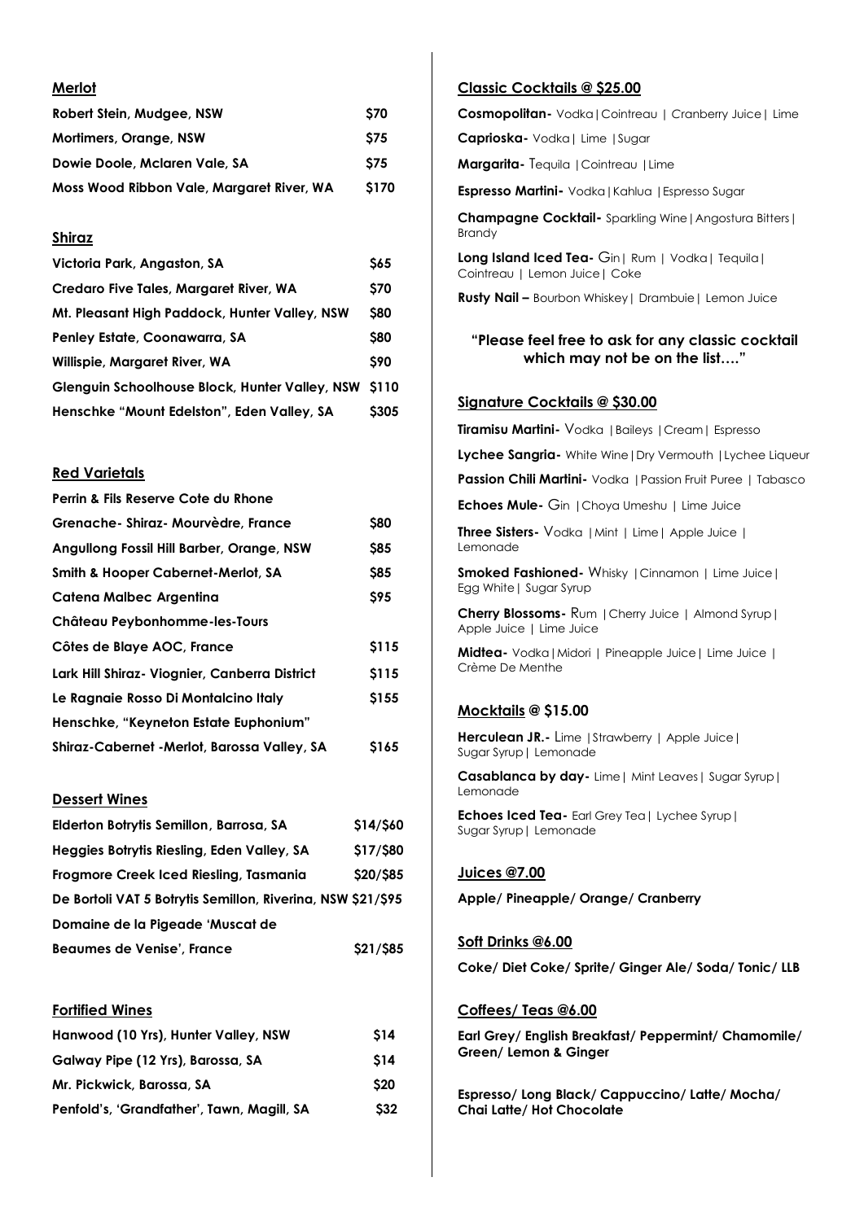## Merlot

| | |
|---|---|
| **Robert Stein, Mudgee, NSW** | **$70** |
| **Mortimers, Orange, NSW** | **$75** |
| **Dowie Doole, Mclaren Vale, SA** | **$75** |
| **Moss Wood Ribbon Vale, Margaret River, WA** | **$170** |

## Shiraz

| | |
|---|---|
| **Victoria Park, Angaston, SA** | **$65** |
| **Credaro Five Tales, Margaret River, WA** | **$70** |
| **Mt. Pleasant High Paddock, Hunter Valley, NSW** | **$80** |
| **Penley Estate, Coonawarra, SA** | **$80** |
| **Willispie, Margaret River, WA** | **$90** |
| **Glenguin Schoolhouse Block, Hunter Valley, NSW** | **$110** |
| **Henschke "Mount Edelston", Eden Valley, SA** | **$305** |

## Red Varietals

| | |
|---|---|
| **Perrin & Fils Reserve Cote du Rhone Grenache- Shiraz- Mourvèdre, France** | **$80** |
| **Angullong Fossil Hill Barber, Orange, NSW** | **$85** |
| **Smith & Hooper Cabernet-Merlot, SA** | **$85** |
| **Catena Malbec Argentina** | **$95** |
| **Château Peybonhomme-les-Tours Côtes de Blaye AOC, France** | **$115** |
| **Lark Hill Shiraz- Viognier, Canberra District** | **$115** |
| **Le Ragnaie Rosso Di Montalcino Italy** | **$155** |
| **Henschke, "Keyneton Estate Euphonium" Shiraz-Cabernet -Merlot, Barossa Valley, SA** | **$165** |

## Dessert Wines

| | |
|---|---|
| **Elderton Botrytis Semillon, Barrosa, SA** | **$14/$60** |
| **Heggies Botrytis Riesling, Eden Valley, SA** | **$17/$80** |
| **Frogmore Creek Iced Riesling, Tasmania** | **$20/$85** |
| **De Bortoli VAT 5 Botrytis Semillon, Riverina, NSW** | **$21/$95** |
| **Domaine de la Pigeade 'Muscat de Beaumes de Venise', France** | **$21/$85** |

## Fortified Wines

| | |
|---|---|
| **Hanwood (10 Yrs), Hunter Valley, NSW** | **$14** |
| **Galway Pipe (12 Yrs), Barossa, SA** | **$14** |
| **Mr. Pickwick, Barossa, SA** | **$20** |
| **Penfold's, 'Grandfather', Tawn, Magill, SA** | **$32** |

## Classic Cocktails @ $25.00

**Cosmopolitan-** Vodka | Cointreau | Cranberry Juice | Lime

**Caprioska-** Vodka | Lime | Sugar

**Margarita-** Tequila | Cointreau | Lime

**Espresso Martini-** Vodka | Kahlua | Espresso Sugar

**Champagne Cocktail-** Sparkling Wine | Angostura Bitters | Brandy

**Long Island Iced Tea-** Gin | Rum | Vodka | Tequila | Cointreau | Lemon Juice | Coke

**Rusty Nail –** Bourbon Whiskey | Drambuie | Lemon Juice

**"Please feel free to ask for any classic cocktail which may not be on the list…."**

## Signature Cocktails @ $30.00

**Tiramisu Martini-** Vodka | Baileys | Cream | Espresso

**Lychee Sangria-** White Wine | Dry Vermouth | Lychee Liqueur

**Passion Chili Martini-** Vodka | Passion Fruit Puree | Tabasco

**Echoes Mule-** Gin | Choya Umeshu | Lime Juice

**Three Sisters-** Vodka | Mint | Lime | Apple Juice | Lemonade

**Smoked Fashioned-** Whisky | Cinnamon | Lime Juice | Egg White | Sugar Syrup

**Cherry Blossoms-** Rum | Cherry Juice | Almond Syrup | Apple Juice | Lime Juice

**Midtea-** Vodka | Midori | Pineapple Juice | Lime Juice | Crème De Menthe

## Mocktails @ $15.00

**Herculean JR.-** Lime | Strawberry | Apple Juice | Sugar Syrup | Lemonade

**Casablanca by day-** Lime | Mint Leaves | Sugar Syrup | Lemonade

**Echoes Iced Tea-** Earl Grey Tea | Lychee Syrup | Sugar Syrup | Lemonade

## Juices @7.00

**Apple/ Pineapple/ Orange/ Cranberry**

## Soft Drinks @6.00

**Coke/ Diet Coke/ Sprite/ Ginger Ale/ Soda/ Tonic/ LLB**

## Coffees/ Teas @6.00

**Earl Grey/ English Breakfast/ Peppermint/ Chamomile/ Green/ Lemon & Ginger**

**Espresso/ Long Black/ Cappuccino/ Latte/ Mocha/ Chai Latte/ Hot Chocolate**